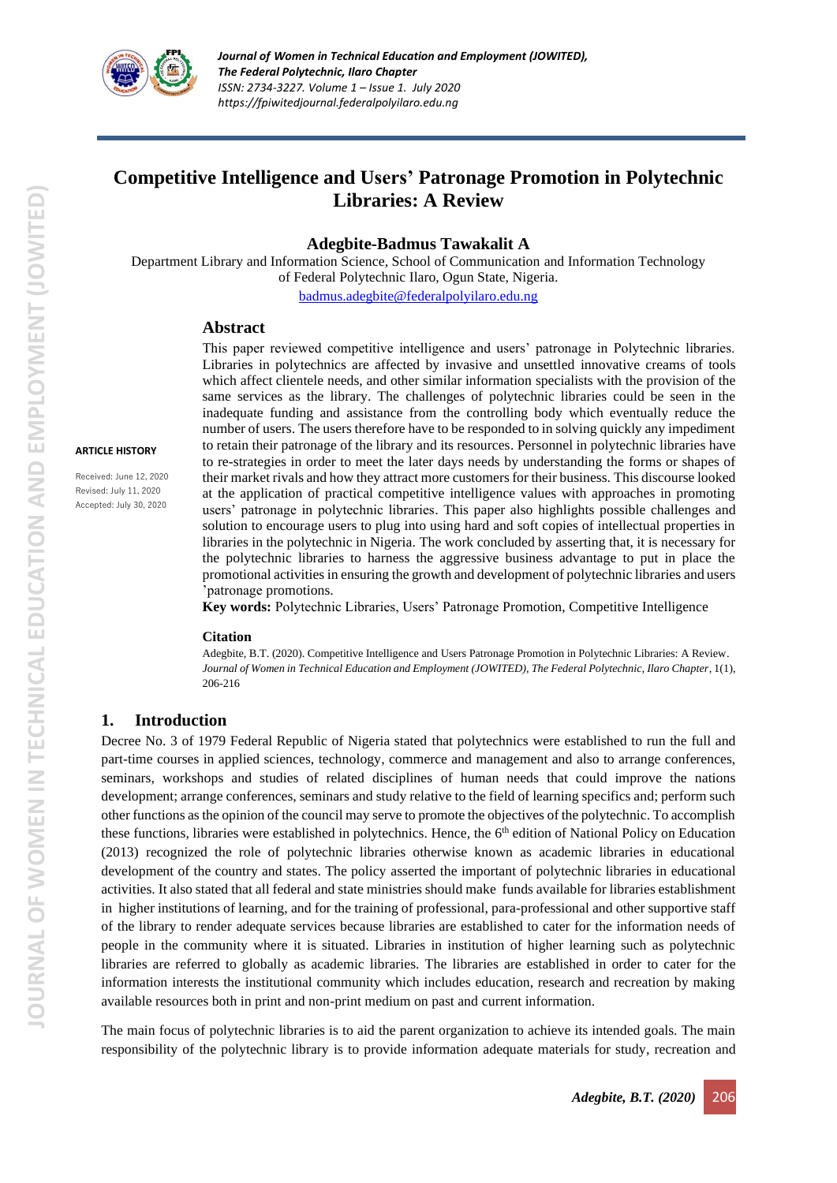# Competitive Intelligence and Users' Patronage Promotion in Polytechnic Libraries: A Review

**Adegbite-Badmus Tawakalit A**

Department Library and Information Science, School of Communication and Information Technology of Federal Polytechnic Ilaro, Ogun State, Nigeria.

badmus.adegbite@federalpolyilaro.edu.ng

**ARTICLE HISTORY**

Received: June 12, 2020
Revised: July 11, 2020
Accepted: July 30, 2020

## Abstract

This paper reviewed competitive intelligence and users' patronage in Polytechnic libraries. Libraries in polytechnics are affected by invasive and unsettled innovative creams of tools which affect clientele needs, and other similar information specialists with the provision of the same services as the library. The challenges of polytechnic libraries could be seen in the inadequate funding and assistance from the controlling body which eventually reduce the number of users. The users therefore have to be responded to in solving quickly any impediment to retain their patronage of the library and its resources. Personnel in polytechnic libraries have to re-strategies in order to meet the later days needs by understanding the forms or shapes of their market rivals and how they attract more customers for their business. This discourse looked at the application of practical competitive intelligence values with approaches in promoting users' patronage in polytechnic libraries. This paper also highlights possible challenges and solution to encourage users to plug into using hard and soft copies of intellectual properties in libraries in the polytechnic in Nigeria. The work concluded by asserting that, it is necessary for the polytechnic libraries to harness the aggressive business advantage to put in place the promotional activities in ensuring the growth and development of polytechnic libraries and users 'patronage promotions.

**Key words:** Polytechnic Libraries, Users' Patronage Promotion, Competitive Intelligence

### Citation

Adegbite, B.T. (2020). Competitive Intelligence and Users Patronage Promotion in Polytechnic Libraries: A Review. *Journal of Women in Technical Education and Employment (JOWITED), The Federal Polytechnic, Ilaro Chapter*, 1(1), 206-216

## 1. Introduction

Decree No. 3 of 1979 Federal Republic of Nigeria stated that polytechnics were established to run the full and part-time courses in applied sciences, technology, commerce and management and also to arrange conferences, seminars, workshops and studies of related disciplines of human needs that could improve the nations development; arrange conferences, seminars and study relative to the field of learning specifics and; perform such other functions as the opinion of the council may serve to promote the objectives of the polytechnic. To accomplish these functions, libraries were established in polytechnics. Hence, the 6th edition of National Policy on Education (2013) recognized the role of polytechnic libraries otherwise known as academic libraries in educational development of the country and states. The policy asserted the important of polytechnic libraries in educational activities. It also stated that all federal and state ministries should make funds available for libraries establishment in higher institutions of learning, and for the training of professional, para-professional and other supportive staff of the library to render adequate services because libraries are established to cater for the information needs of people in the community where it is situated. Libraries in institution of higher learning such as polytechnic libraries are referred to globally as academic libraries. The libraries are established in order to cater for the information interests the institutional community which includes education, research and recreation by making available resources both in print and non-print medium on past and current information.

The main focus of polytechnic libraries is to aid the parent organization to achieve its intended goals. The main responsibility of the polytechnic library is to provide information adequate materials for study, recreation and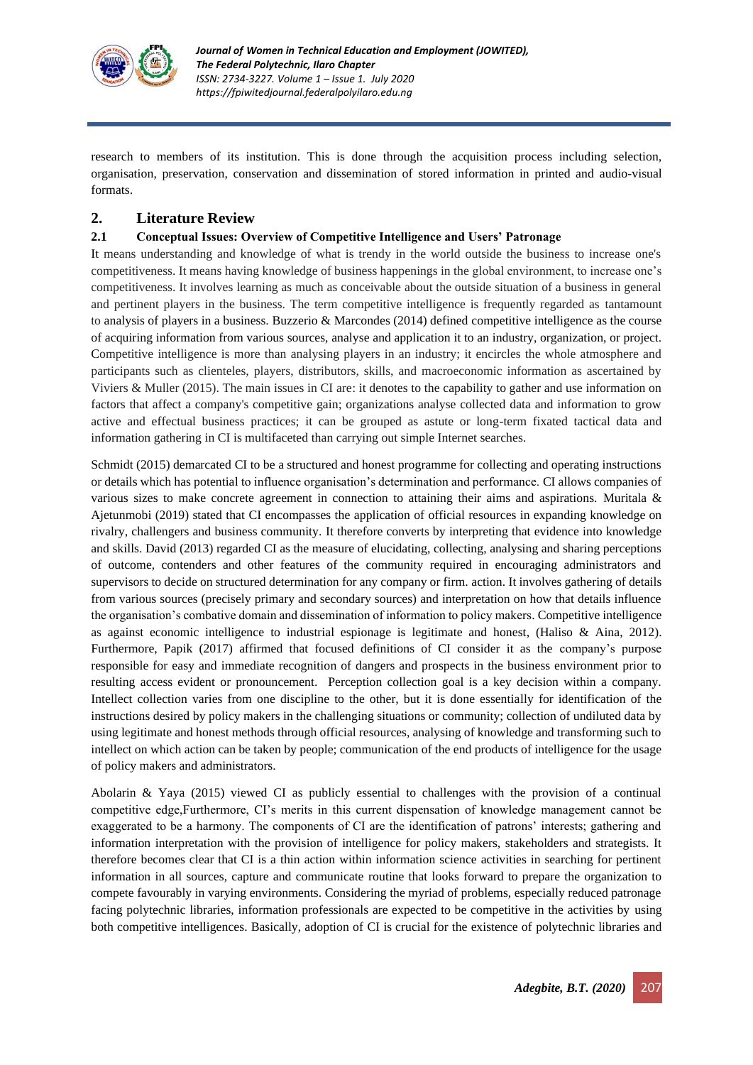research to members of its institution. This is done through the acquisition process including selection, organisation, preservation, conservation and dissemination of stored information in printed and audio-visual formats.

## 2. Literature Review

### 2.1 Conceptual Issues: Overview of Competitive Intelligence and Users' Patronage

It means understanding and knowledge of what is trendy in the world outside the business to increase one's competitiveness. It means having knowledge of business happenings in the global environment, to increase one's competitiveness. It involves learning as much as conceivable about the outside situation of a business in general and pertinent players in the business. The term competitive intelligence is frequently regarded as tantamount to analysis of players in a business. Buzzerio & Marcondes (2014) defined competitive intelligence as the course of acquiring information from various sources, analyse and application it to an industry, organization, or project. Competitive intelligence is more than analysing players in an industry; it encircles the whole atmosphere and participants such as clienteles, players, distributors, skills, and macroeconomic information as ascertained by Viviers & Muller (2015). The main issues in CI are: it denotes to the capability to gather and use information on factors that affect a company's competitive gain; organizations analyse collected data and information to grow active and effectual business practices; it can be grouped as astute or long-term fixated tactical data and information gathering in CI is multifaceted than carrying out simple Internet searches.

Schmidt (2015) demarcated CI to be a structured and honest programme for collecting and operating instructions or details which has potential to influence organisation's determination and performance. CI allows companies of various sizes to make concrete agreement in connection to attaining their aims and aspirations. Muritala & Ajetunmobi (2019) stated that CI encompasses the application of official resources in expanding knowledge on rivalry, challengers and business community. It therefore converts by interpreting that evidence into knowledge and skills. David (2013) regarded CI as the measure of elucidating, collecting, analysing and sharing perceptions of outcome, contenders and other features of the community required in encouraging administrators and supervisors to decide on structured determination for any company or firm. action. It involves gathering of details from various sources (precisely primary and secondary sources) and interpretation on how that details influence the organisation's combative domain and dissemination of information to policy makers. Competitive intelligence as against economic intelligence to industrial espionage is legitimate and honest, (Haliso & Aina, 2012). Furthermore, Papik (2017) affirmed that focused definitions of CI consider it as the company's purpose responsible for easy and immediate recognition of dangers and prospects in the business environment prior to resulting access evident or pronouncement. Perception collection goal is a key decision within a company. Intellect collection varies from one discipline to the other, but it is done essentially for identification of the instructions desired by policy makers in the challenging situations or community; collection of undiluted data by using legitimate and honest methods through official resources, analysing of knowledge and transforming such to intellect on which action can be taken by people; communication of the end products of intelligence for the usage of policy makers and administrators.

Abolarin & Yaya (2015) viewed CI as publicly essential to challenges with the provision of a continual competitive edge,Furthermore, CI's merits in this current dispensation of knowledge management cannot be exaggerated to be a harmony. The components of CI are the identification of patrons' interests; gathering and information interpretation with the provision of intelligence for policy makers, stakeholders and strategists. It therefore becomes clear that CI is a thin action within information science activities in searching for pertinent information in all sources, capture and communicate routine that looks forward to prepare the organization to compete favourably in varying environments. Considering the myriad of problems, especially reduced patronage facing polytechnic libraries, information professionals are expected to be competitive in the activities by using both competitive intelligences. Basically, adoption of CI is crucial for the existence of polytechnic libraries and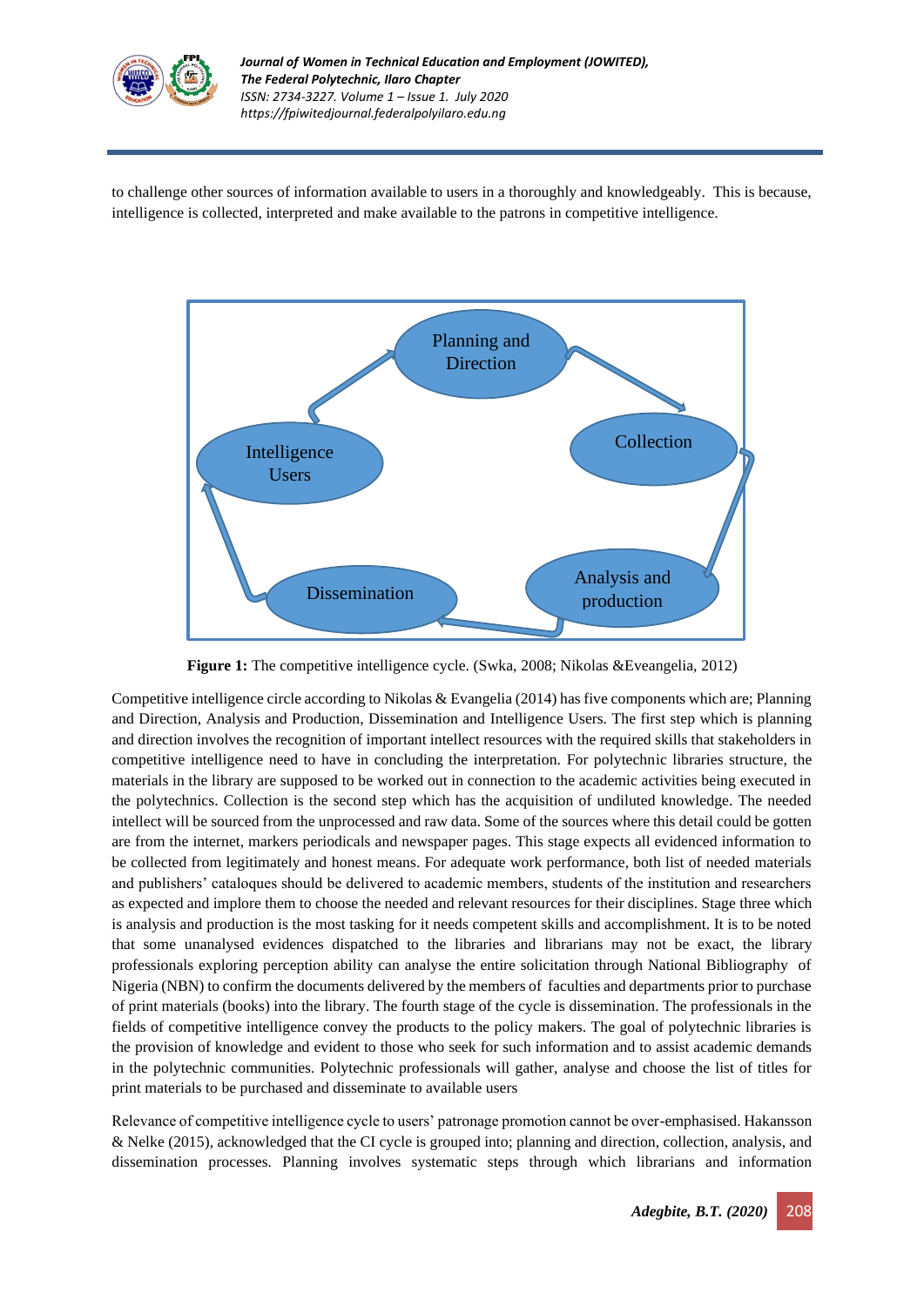to challenge other sources of information available to users in a thoroughly and knowledgeably. This is because, intelligence is collected, interpreted and make available to the patrons in competitive intelligence.

**Figure 1:** The competitive intelligence cycle. (Swka, 2008; Nikolas &Eveangelia, 2012)

Competitive intelligence circle according to Nikolas & Evangelia (2014) has five components which are; Planning and Direction, Analysis and Production, Dissemination and Intelligence Users. The first step which is planning and direction involves the recognition of important intellect resources with the required skills that stakeholders in competitive intelligence need to have in concluding the interpretation. For polytechnic libraries structure, the materials in the library are supposed to be worked out in connection to the academic activities being executed in the polytechnics. Collection is the second step which has the acquisition of undiluted knowledge. The needed intellect will be sourced from the unprocessed and raw data. Some of the sources where this detail could be gotten are from the internet, markers periodicals and newspaper pages. This stage expects all evidenced information to be collected from legitimately and honest means. For adequate work performance, both list of needed materials and publishers' cataloques should be delivered to academic members, students of the institution and researchers as expected and implore them to choose the needed and relevant resources for their disciplines. Stage three which is analysis and production is the most tasking for it needs competent skills and accomplishment. It is to be noted that some unanalysed evidences dispatched to the libraries and librarians may not be exact, the library professionals exploring perception ability can analyse the entire solicitation through National Bibliography of Nigeria (NBN) to confirm the documents delivered by the members of faculties and departments prior to purchase of print materials (books) into the library. The fourth stage of the cycle is dissemination. The professionals in the fields of competitive intelligence convey the products to the policy makers. The goal of polytechnic libraries is the provision of knowledge and evident to those who seek for such information and to assist academic demands in the polytechnic communities. Polytechnic professionals will gather, analyse and choose the list of titles for print materials to be purchased and disseminate to available users

Relevance of competitive intelligence cycle to users' patronage promotion cannot be over-emphasised. Hakansson & Nelke (2015), acknowledged that the CI cycle is grouped into; planning and direction, collection, analysis, and dissemination processes. Planning involves systematic steps through which librarians and information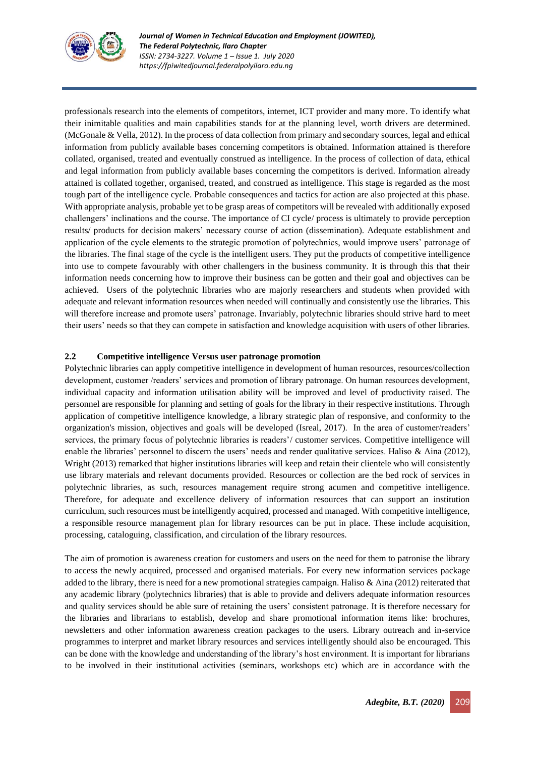professionals research into the elements of competitors, internet, ICT provider and many more. To identify what their inimitable qualities and main capabilities stands for at the planning level, worth drivers are determined. (McGonale & Vella, 2012). In the process of data collection from primary and secondary sources, legal and ethical information from publicly available bases concerning competitors is obtained. Information attained is therefore collated, organised, treated and eventually construed as intelligence. In the process of collection of data, ethical and legal information from publicly available bases concerning the competitors is derived. Information already attained is collated together, organised, treated, and construed as intelligence. This stage is regarded as the most tough part of the intelligence cycle. Probable consequences and tactics for action are also projected at this phase. With appropriate analysis, probable yet to be grasp areas of competitors will be revealed with additionally exposed challengers' inclinations and the course. The importance of CI cycle/ process is ultimately to provide perception results/ products for decision makers' necessary course of action (dissemination). Adequate establishment and application of the cycle elements to the strategic promotion of polytechnics, would improve users' patronage of the libraries. The final stage of the cycle is the intelligent users. They put the products of competitive intelligence into use to compete favourably with other challengers in the business community. It is through this that their information needs concerning how to improve their business can be gotten and their goal and objectives can be achieved. Users of the polytechnic libraries who are majorly researchers and students when provided with adequate and relevant information resources when needed will continually and consistently use the libraries. This will therefore increase and promote users' patronage. Invariably, polytechnic libraries should strive hard to meet their users' needs so that they can compete in satisfaction and knowledge acquisition with users of other libraries.

## 2.2 Competitive intelligence Versus user patronage promotion

Polytechnic libraries can apply competitive intelligence in development of human resources, resources/collection development, customer /readers' services and promotion of library patronage. On human resources development, individual capacity and information utilisation ability will be improved and level of productivity raised. The personnel are responsible for planning and setting of goals for the library in their respective institutions. Through application of competitive intelligence knowledge, a library strategic plan of responsive, and conformity to the organization's mission, objectives and goals will be developed (Isreal, 2017). In the area of customer/readers' services, the primary focus of polytechnic libraries is readers'/ customer services. Competitive intelligence will enable the libraries' personnel to discern the users' needs and render qualitative services. Haliso & Aina (2012), Wright (2013) remarked that higher institutions libraries will keep and retain their clientele who will consistently use library materials and relevant documents provided. Resources or collection are the bed rock of services in polytechnic libraries, as such, resources management require strong acumen and competitive intelligence. Therefore, for adequate and excellence delivery of information resources that can support an institution curriculum, such resources must be intelligently acquired, processed and managed. With competitive intelligence, a responsible resource management plan for library resources can be put in place. These include acquisition, processing, cataloguing, classification, and circulation of the library resources.

The aim of promotion is awareness creation for customers and users on the need for them to patronise the library to access the newly acquired, processed and organised materials. For every new information services package added to the library, there is need for a new promotional strategies campaign. Haliso & Aina (2012) reiterated that any academic library (polytechnics libraries) that is able to provide and delivers adequate information resources and quality services should be able sure of retaining the users' consistent patronage. It is therefore necessary for the libraries and librarians to establish, develop and share promotional information items like: brochures, newsletters and other information awareness creation packages to the users. Library outreach and in-service programmes to interpret and market library resources and services intelligently should also be encouraged. This can be done with the knowledge and understanding of the library's host environment. It is important for librarians to be involved in their institutional activities (seminars, workshops etc) which are in accordance with the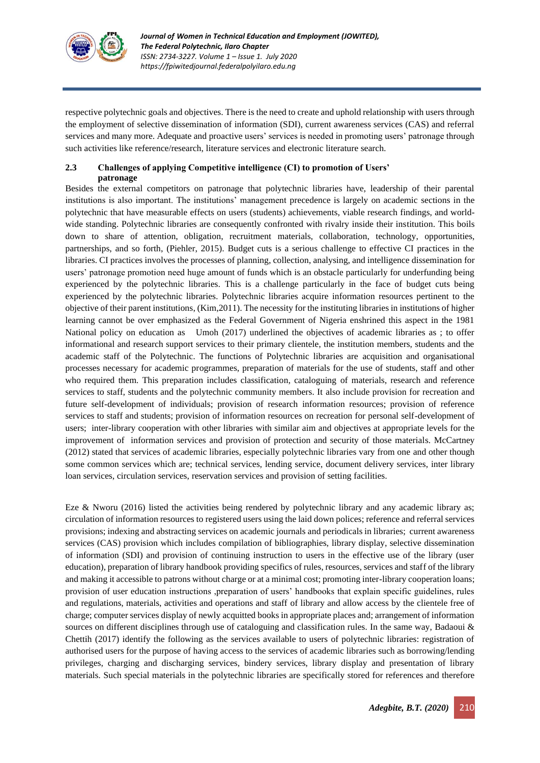respective polytechnic goals and objectives. There is the need to create and uphold relationship with users through the employment of selective dissemination of information (SDI), current awareness services (CAS) and referral services and many more. Adequate and proactive users' services is needed in promoting users' patronage through such activities like reference/research, literature services and electronic literature search.

### 2.3 Challenges of applying Competitive intelligence (CI) to promotion of Users' patronage

Besides the external competitors on patronage that polytechnic libraries have, leadership of their parental institutions is also important. The institutions' management precedence is largely on academic sections in the polytechnic that have measurable effects on users (students) achievements, viable research findings, and world-wide standing. Polytechnic libraries are consequently confronted with rivalry inside their institution. This boils down to share of attention, obligation, recruitment materials, collaboration, technology, opportunities, partnerships, and so forth, (Piehler, 2015). Budget cuts is a serious challenge to effective CI practices in the libraries. CI practices involves the processes of planning, collection, analysing, and intelligence dissemination for users' patronage promotion need huge amount of funds which is an obstacle particularly for underfunding being experienced by the polytechnic libraries. This is a challenge particularly in the face of budget cuts being experienced by the polytechnic libraries. Polytechnic libraries acquire information resources pertinent to the objective of their parent institutions, (Kim,2011). The necessity for the instituting libraries in institutions of higher learning cannot be over emphasized as the Federal Government of Nigeria enshrined this aspect in the 1981 National policy on education as Umoh (2017) underlined the objectives of academic libraries as ; to offer informational and research support services to their primary clientele, the institution members, students and the academic staff of the Polytechnic. The functions of Polytechnic libraries are acquisition and organisational processes necessary for academic programmes, preparation of materials for the use of students, staff and other who required them. This preparation includes classification, cataloguing of materials, research and reference services to staff, students and the polytechnic community members. It also include provision for recreation and future self-development of individuals; provision of research information resources; provision of reference services to staff and students; provision of information resources on recreation for personal self-development of users; inter-library cooperation with other libraries with similar aim and objectives at appropriate levels for the improvement of information services and provision of protection and security of those materials. McCartney (2012) stated that services of academic libraries, especially polytechnic libraries vary from one and other though some common services which are; technical services, lending service, document delivery services, inter library loan services, circulation services, reservation services and provision of setting facilities.

Eze & Nworu (2016) listed the activities being rendered by polytechnic library and any academic library as; circulation of information resources to registered users using the laid down polices; reference and referral services provisions; indexing and abstracting services on academic journals and periodicals in libraries; current awareness services (CAS) provision which includes compilation of bibliographies, library display, selective dissemination of information (SDI) and provision of continuing instruction to users in the effective use of the library (user education), preparation of library handbook providing specifics of rules, resources, services and staff of the library and making it accessible to patrons without charge or at a minimal cost; promoting inter-library cooperation loans; provision of user education instructions ,preparation of users' handbooks that explain specific guidelines, rules and regulations, materials, activities and operations and staff of library and allow access by the clientele free of charge; computer services display of newly acquitted books in appropriate places and; arrangement of information sources on different disciplines through use of cataloguing and classification rules. In the same way, Badaoui & Chettih (2017) identify the following as the services available to users of polytechnic libraries: registration of authorised users for the purpose of having access to the services of academic libraries such as borrowing/lending privileges, charging and discharging services, bindery services, library display and presentation of library materials. Such special materials in the polytechnic libraries are specifically stored for references and therefore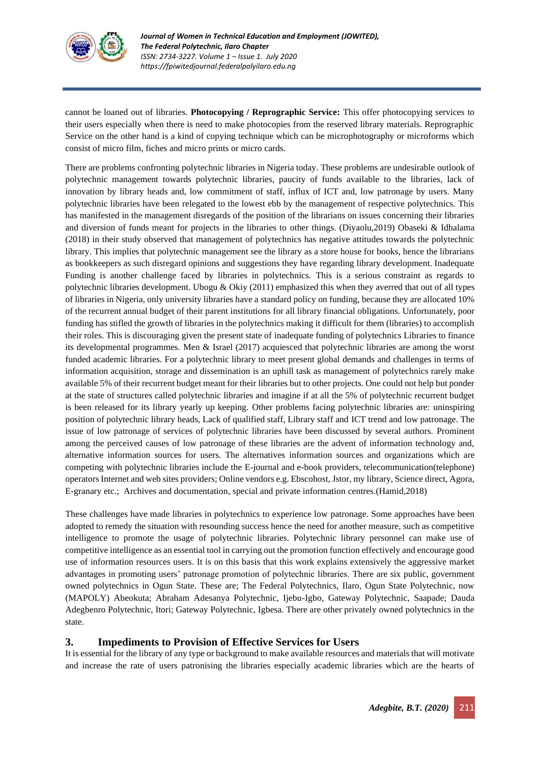cannot be loaned out of libraries. **Photocopying / Reprographic Service:** This offer photocopying services to their users especially when there is need to make photocopies from the reserved library materials. Reprographic Service on the other hand is a kind of copying technique which can be microphotography or microforms which consist of micro film, fiches and micro prints or micro cards.

There are problems confronting polytechnic libraries in Nigeria today. These problems are undesirable outlook of polytechnic management towards polytechnic libraries, paucity of funds available to the libraries, lack of innovation by library heads and, low commitment of staff, influx of ICT and, low patronage by users. Many polytechnic libraries have been relegated to the lowest ebb by the management of respective polytechnics. This has manifested in the management disregards of the position of the librarians on issues concerning their libraries and diversion of funds meant for projects in the libraries to other things. (Diyaolu,2019) Obaseki & Idhalama (2018) in their study observed that management of polytechnics has negative attitudes towards the polytechnic library. This implies that polytechnic management see the library as a store house for books, hence the librarians as bookkeepers as such disregard opinions and suggestions they have regarding library development. Inadequate Funding is another challenge faced by libraries in polytechnics. This is a serious constraint as regards to polytechnic libraries development. Ubogu & Okiy (2011) emphasized this when they averred that out of all types of libraries in Nigeria, only university libraries have a standard policy on funding, because they are allocated 10% of the recurrent annual budget of their parent institutions for all library financial obligations. Unfortunately, poor funding has stifled the growth of libraries in the polytechnics making it difficult for them (libraries) to accomplish their roles. This is discouraging given the present state of inadequate funding of polytechnics Libraries to finance its developmental programmes. Men & Israel (2017) acquiesced that polytechnic libraries are among the worst funded academic libraries. For a polytechnic library to meet present global demands and challenges in terms of information acquisition, storage and dissemination is an uphill task as management of polytechnics rarely make available 5% of their recurrent budget meant for their libraries but to other projects. One could not help but ponder at the state of structures called polytechnic libraries and imagine if at all the 5% of polytechnic recurrent budget is been released for its library yearly up keeping. Other problems facing polytechnic libraries are: uninspiring position of polytechnic library heads, Lack of qualified staff, Library staff and ICT trend and low patronage. The issue of low patronage of services of polytechnic libraries have been discussed by several authors. Prominent among the perceived causes of low patronage of these libraries are the advent of information technology and, alternative information sources for users. The alternatives information sources and organizations which are competing with polytechnic libraries include the E-journal and e-book providers, telecommunication(telephone) operators Internet and web sites providers; Online vendors e.g. Ebscohost, Jstor, my library, Science direct, Agora, E-granary etc.; Archives and documentation, special and private information centres.(Hamid,2018)

These challenges have made libraries in polytechnics to experience low patronage. Some approaches have been adopted to remedy the situation with resounding success hence the need for another measure, such as competitive intelligence to promote the usage of polytechnic libraries. Polytechnic library personnel can make use of competitive intelligence as an essential tool in carrying out the promotion function effectively and encourage good use of information resources users. It is on this basis that this work explains extensively the aggressive market advantages in promoting users' patronage promotion of polytechnic libraries. There are six public, government owned polytechnics in Ogun State. These are; The Federal Polytechnics, Ilaro, Ogun State Polytechnic, now (MAPOLY) Abeokuta; Abraham Adesanya Polytechnic, Ijebu-Igbo, Gateway Polytechnic, Saapade; Dauda Adegbenro Polytechnic, Itori; Gateway Polytechnic, Igbesa. There are other privately owned polytechnics in the state.

## 3. Impediments to Provision of Effective Services for Users

It is essential for the library of any type or background to make available resources and materials that will motivate and increase the rate of users patronising the libraries especially academic libraries which are the hearts of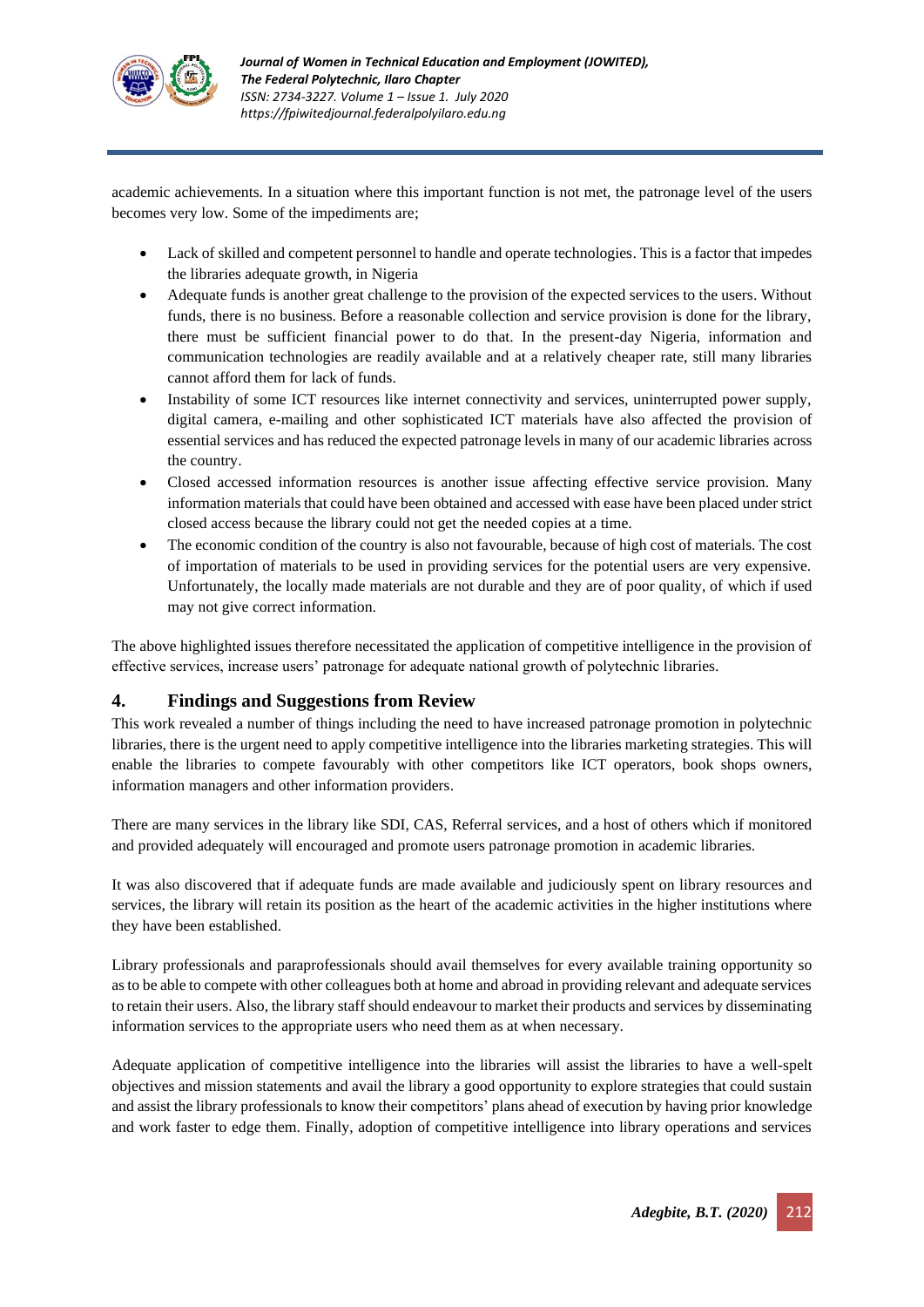academic achievements. In a situation where this important function is not met, the patronage level of the users becomes very low. Some of the impediments are;

- Lack of skilled and competent personnel to handle and operate technologies. This is a factor that impedes the libraries adequate growth, in Nigeria
- Adequate funds is another great challenge to the provision of the expected services to the users. Without funds, there is no business. Before a reasonable collection and service provision is done for the library, there must be sufficient financial power to do that. In the present-day Nigeria, information and communication technologies are readily available and at a relatively cheaper rate, still many libraries cannot afford them for lack of funds.
- Instability of some ICT resources like internet connectivity and services, uninterrupted power supply, digital camera, e-mailing and other sophisticated ICT materials have also affected the provision of essential services and has reduced the expected patronage levels in many of our academic libraries across the country.
- Closed accessed information resources is another issue affecting effective service provision. Many information materials that could have been obtained and accessed with ease have been placed under strict closed access because the library could not get the needed copies at a time.
- The economic condition of the country is also not favourable, because of high cost of materials. The cost of importation of materials to be used in providing services for the potential users are very expensive. Unfortunately, the locally made materials are not durable and they are of poor quality, of which if used may not give correct information.

The above highlighted issues therefore necessitated the application of competitive intelligence in the provision of effective services, increase users' patronage for adequate national growth of polytechnic libraries.

## 4. Findings and Suggestions from Review

This work revealed a number of things including the need to have increased patronage promotion in polytechnic libraries, there is the urgent need to apply competitive intelligence into the libraries marketing strategies. This will enable the libraries to compete favourably with other competitors like ICT operators, book shops owners, information managers and other information providers.

There are many services in the library like SDI, CAS, Referral services, and a host of others which if monitored and provided adequately will encouraged and promote users patronage promotion in academic libraries.

It was also discovered that if adequate funds are made available and judiciously spent on library resources and services, the library will retain its position as the heart of the academic activities in the higher institutions where they have been established.

Library professionals and paraprofessionals should avail themselves for every available training opportunity so as to be able to compete with other colleagues both at home and abroad in providing relevant and adequate services to retain their users. Also, the library staff should endeavour to market their products and services by disseminating information services to the appropriate users who need them as at when necessary.

Adequate application of competitive intelligence into the libraries will assist the libraries to have a well-spelt objectives and mission statements and avail the library a good opportunity to explore strategies that could sustain and assist the library professionals to know their competitors' plans ahead of execution by having prior knowledge and work faster to edge them. Finally, adoption of competitive intelligence into library operations and services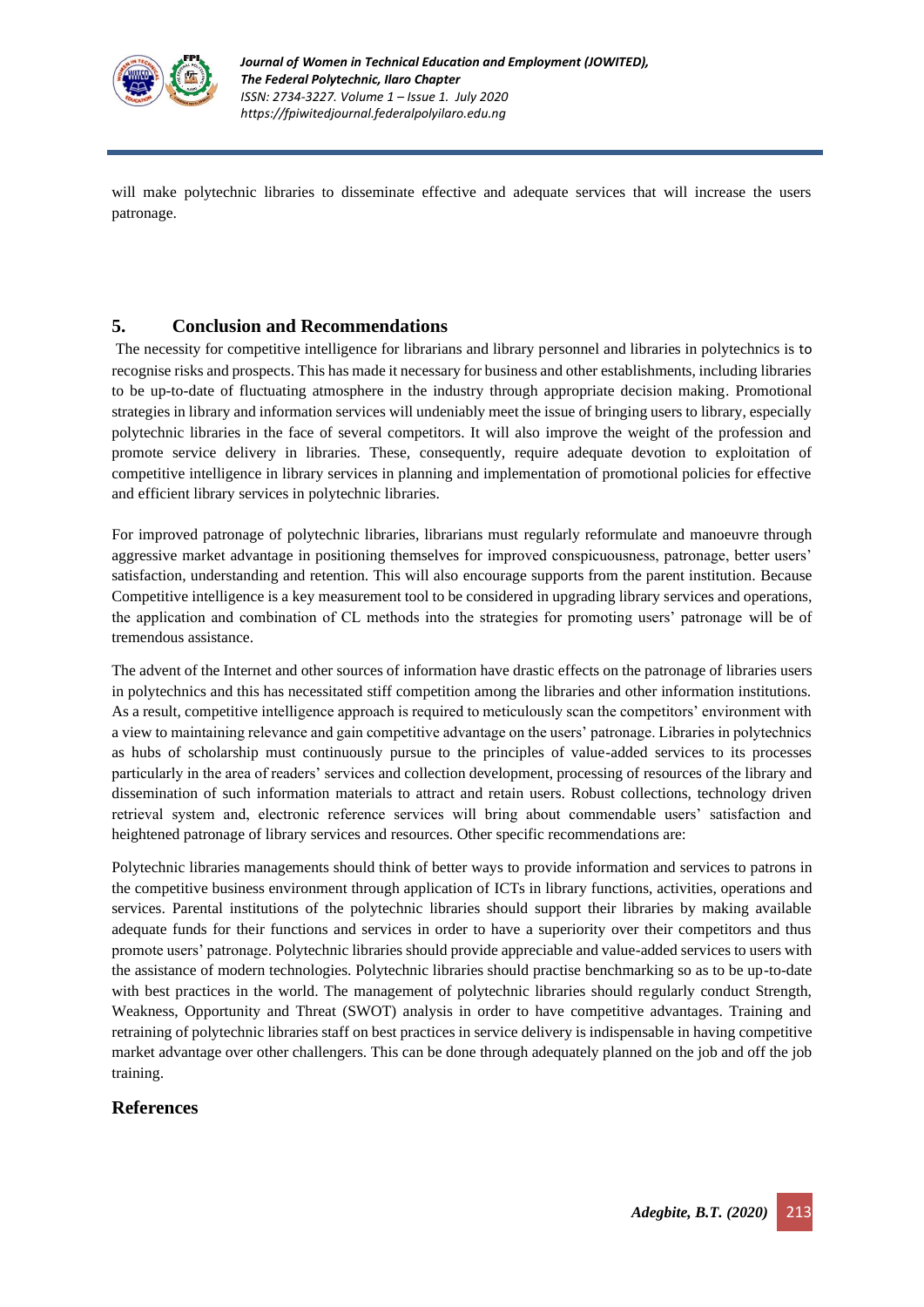will make polytechnic libraries to disseminate effective and adequate services that will increase the users patronage.

## 5. Conclusion and Recommendations

The necessity for competitive intelligence for librarians and library personnel and libraries in polytechnics is to recognise risks and prospects. This has made it necessary for business and other establishments, including libraries to be up-to-date of fluctuating atmosphere in the industry through appropriate decision making. Promotional strategies in library and information services will undeniably meet the issue of bringing users to library, especially polytechnic libraries in the face of several competitors. It will also improve the weight of the profession and promote service delivery in libraries. These, consequently, require adequate devotion to exploitation of competitive intelligence in library services in planning and implementation of promotional policies for effective and efficient library services in polytechnic libraries.

For improved patronage of polytechnic libraries, librarians must regularly reformulate and manoeuvre through aggressive market advantage in positioning themselves for improved conspicuousness, patronage, better users' satisfaction, understanding and retention. This will also encourage supports from the parent institution. Because Competitive intelligence is a key measurement tool to be considered in upgrading library services and operations, the application and combination of CL methods into the strategies for promoting users' patronage will be of tremendous assistance.

The advent of the Internet and other sources of information have drastic effects on the patronage of libraries users in polytechnics and this has necessitated stiff competition among the libraries and other information institutions. As a result, competitive intelligence approach is required to meticulously scan the competitors' environment with a view to maintaining relevance and gain competitive advantage on the users' patronage. Libraries in polytechnics as hubs of scholarship must continuously pursue to the principles of value-added services to its processes particularly in the area of readers' services and collection development, processing of resources of the library and dissemination of such information materials to attract and retain users. Robust collections, technology driven retrieval system and, electronic reference services will bring about commendable users' satisfaction and heightened patronage of library services and resources. Other specific recommendations are:

Polytechnic libraries managements should think of better ways to provide information and services to patrons in the competitive business environment through application of ICTs in library functions, activities, operations and services. Parental institutions of the polytechnic libraries should support their libraries by making available adequate funds for their functions and services in order to have a superiority over their competitors and thus promote users' patronage. Polytechnic libraries should provide appreciable and value-added services to users with the assistance of modern technologies. Polytechnic libraries should practise benchmarking so as to be up-to-date with best practices in the world. The management of polytechnic libraries should regularly conduct Strength, Weakness, Opportunity and Threat (SWOT) analysis in order to have competitive advantages. Training and retraining of polytechnic libraries staff on best practices in service delivery is indispensable in having competitive market advantage over other challengers. This can be done through adequately planned on the job and off the job training.

## References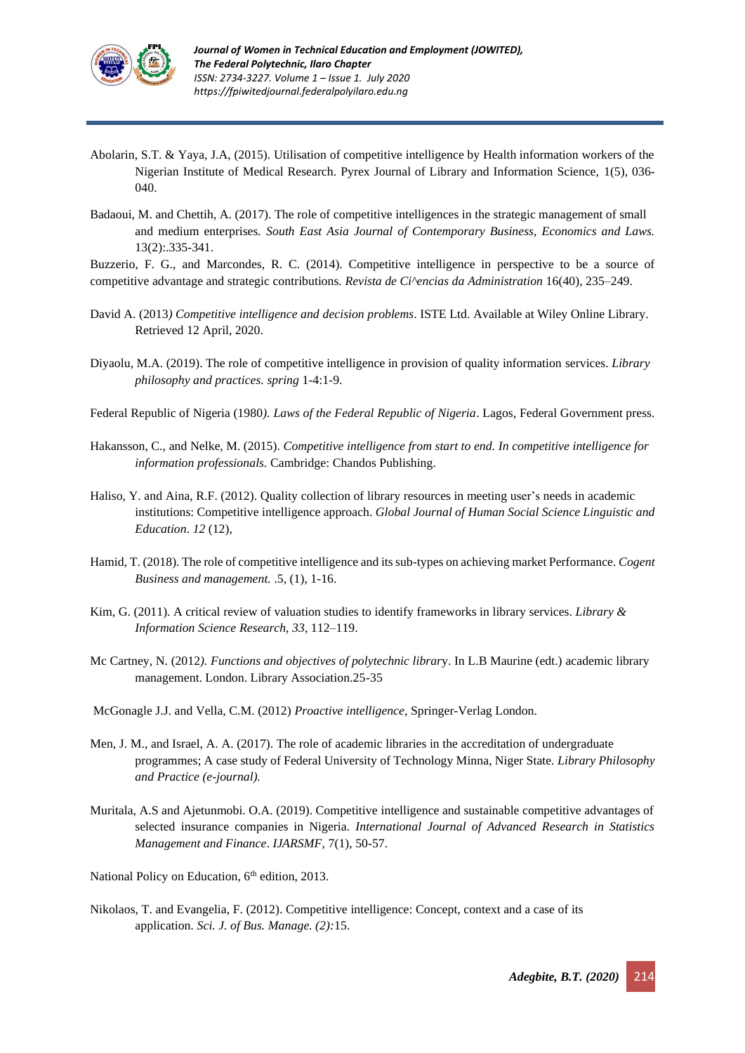Abolarin, S.T. & Yaya, J.A, (2015). Utilisation of competitive intelligence by Health information workers of the Nigerian Institute of Medical Research. Pyrex Journal of Library and Information Science, 1(5), 036-040.

Badaoui, M. and Chettih, A. (2017). The role of competitive intelligences in the strategic management of small and medium enterprises. *South East Asia Journal of Contemporary Business, Economics and Laws.* 13(2):.335-341.

Buzzerio, F. G., and Marcondes, R. C. (2014). Competitive intelligence in perspective to be a source of competitive advantage and strategic contributions. *Revista de Ci^encias da Administration* 16(40), 235–249.

David A. (2013*) Competitive intelligence and decision problems*. ISTE Ltd. Available at Wiley Online Library. Retrieved 12 April, 2020.

Diyaolu, M.A. (2019). The role of competitive intelligence in provision of quality information services. *Library philosophy and practices. spring* 1-4:1-9.

Federal Republic of Nigeria (1980*). Laws of the Federal Republic of Nigeria*. Lagos, Federal Government press.

Hakansson, C., and Nelke, M. (2015). *Competitive intelligence from start to end. In competitive intelligence for information professionals.* Cambridge: Chandos Publishing.

Haliso, Y. and Aina, R.F. (2012). Quality collection of library resources in meeting user's needs in academic institutions: Competitive intelligence approach. *Global Journal of Human Social Science Linguistic and Education*. *12* (12),

Hamid, T. (2018). The role of competitive intelligence and its sub-types on achieving market Performance. *Cogent Business and management.* .5, (1), 1-16.

Kim, G. (2011). A critical review of valuation studies to identify frameworks in library services. *Library & Information Science Research, 33*, 112–119.

Mc Cartney, N. (2012*). Functions and objectives of polytechnic librar*y. In L.B Maurine (edt.) academic library management. London. Library Association.25-35

McGonagle J.J. and Vella, C.M. (2012) *Proactive intelligence,* Springer-Verlag London.

Men, J. M., and Israel, A. A. (2017). The role of academic libraries in the accreditation of undergraduate programmes; A case study of Federal University of Technology Minna, Niger State. *Library Philosophy and Practice (e-journal).*

Muritala, A.S and Ajetunmobi. O.A. (2019). Competitive intelligence and sustainable competitive advantages of selected insurance companies in Nigeria. *International Journal of Advanced Research in Statistics Management and Finance*. *IJARSMF,* 7(1), 50-57.

National Policy on Education, 6th edition, 2013.

Nikolaos, T. and Evangelia, F. (2012). Competitive intelligence: Concept, context and a case of its application. *Sci. J. of Bus. Manage. (2):*15.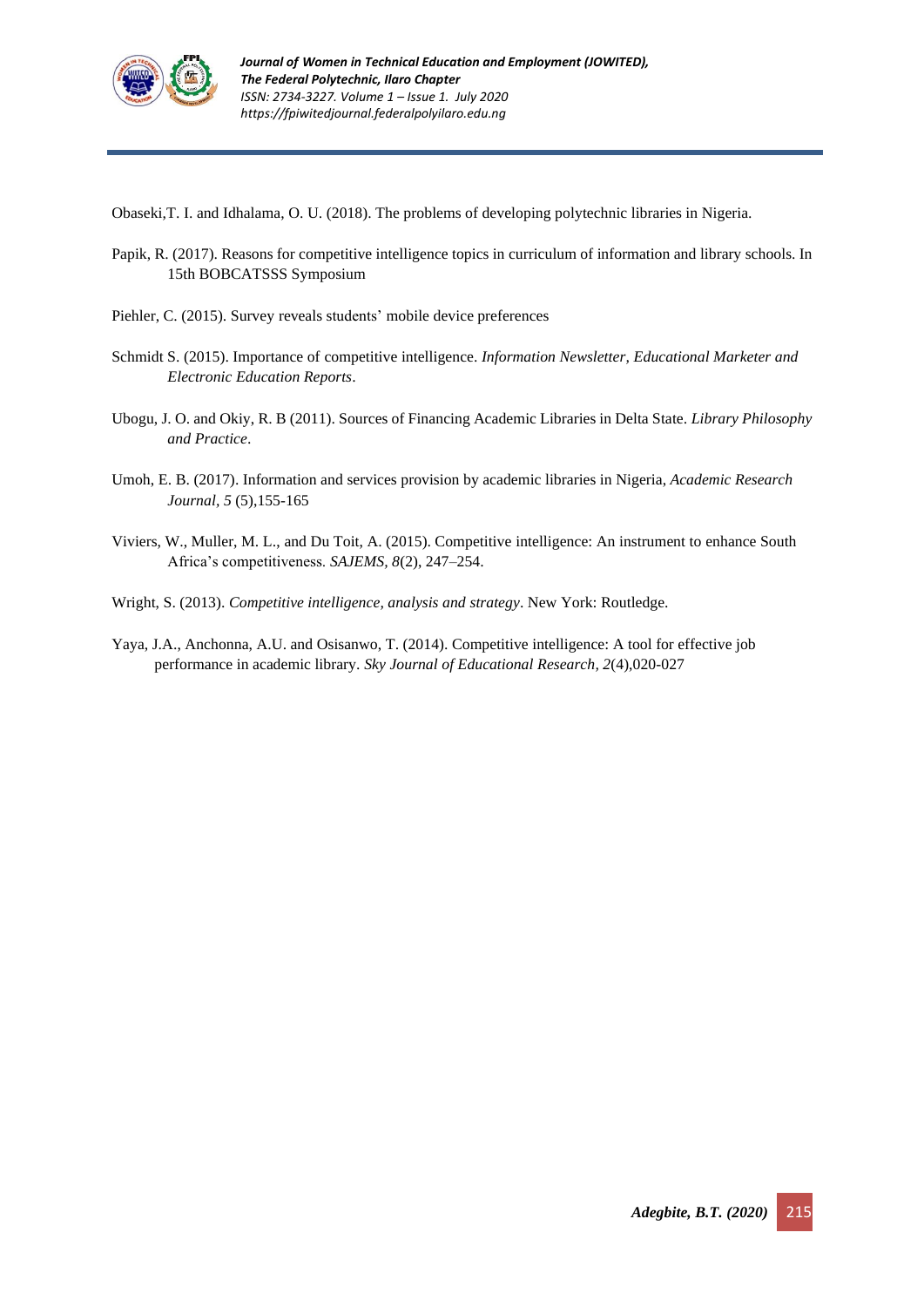Obaseki,T. I. and Idhalama, O. U. (2018). The problems of developing polytechnic libraries in Nigeria.

Papik, R. (2017). Reasons for competitive intelligence topics in curriculum of information and library schools. In 15th BOBCATSSS Symposium

Piehler, C. (2015). Survey reveals students' mobile device preferences

Schmidt S. (2015). Importance of competitive intelligence. *Information Newsletter, Educational Marketer and Electronic Education Reports*.

Ubogu, J. O. and Okiy, R. B (2011). Sources of Financing Academic Libraries in Delta State. *Library Philosophy and Practice*.

Umoh, E. B. (2017). Information and services provision by academic libraries in Nigeria, *Academic Research Journal, 5* (5),155-165

Viviers, W., Muller, M. L., and Du Toit, A. (2015). Competitive intelligence: An instrument to enhance South Africa's competitiveness. *SAJEMS, 8*(2), 247–254.

Wright, S. (2013). *Competitive intelligence, analysis and strategy*. New York: Routledge.

Yaya, J.A., Anchonna, A.U. and Osisanwo, T. (2014). Competitive intelligence: A tool for effective job performance in academic library. *Sky Journal of Educational Research, 2*(4),020-027